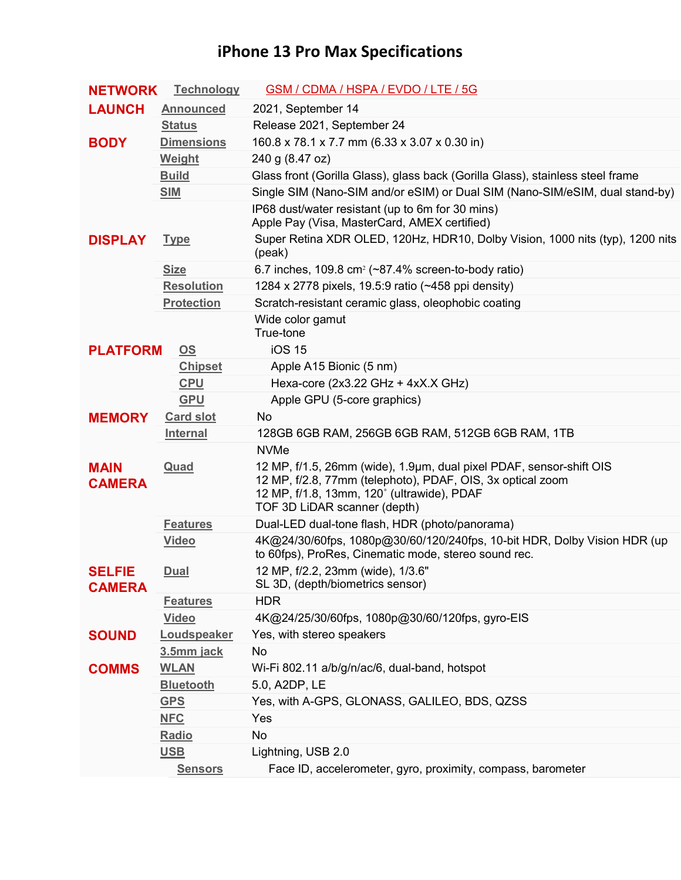# iPhone 13 Pro Max Specifications

| | | |
|---|---|---|
| **NETWORK** | **Technology** | GSM / CDMA / HSPA / EVDO / LTE / 5G |
| **LAUNCH** | **Announced** | 2021, September 14 |
| | **Status** | Release 2021, September 24 |
| **BODY** | **Dimensions** | 160.8 x 78.1 x 7.7 mm (6.33 x 3.07 x 0.30 in) |
| | **Weight** | 240 g (8.47 oz) |
| | **Build** | Glass front (Gorilla Glass), glass back (Gorilla Glass), stainless steel frame |
| | **SIM** | Single SIM (Nano-SIM and/or eSIM) or Dual SIM (Nano-SIM/eSIM, dual stand-by) |
| | | IP68 dust/water resistant (up to 6m for 30 mins)<br>Apple Pay (Visa, MasterCard, AMEX certified) |
| **DISPLAY** | **Type** | Super Retina XDR OLED, 120Hz, HDR10, Dolby Vision, 1000 nits (typ), 1200 nits (peak) |
| | **Size** | 6.7 inches, 109.8 $cm^2$ (~87.4% screen-to-body ratio) |
| | **Resolution** | 1284 x 2778 pixels, 19.5:9 ratio (~458 ppi density) |
| | **Protection** | Scratch-resistant ceramic glass, oleophobic coating |
| | | Wide color gamut<br>True-tone |
| **PLATFORM** | **OS** | iOS 15 |
| | **Chipset** | Apple A15 Bionic (5 nm) |
| | **CPU** | Hexa-core (2x3.22 GHz + 4xX.X GHz) |
| | **GPU** | Apple GPU (5-core graphics) |
| **MEMORY** | **Card slot** | No |
| | **Internal** | 128GB 6GB RAM, 256GB 6GB RAM, 512GB 6GB RAM, 1TB |
| | | NVMe |
| **MAIN CAMERA** | **Quad** | 12 MP, f/1.5, 26mm (wide), 1.9µm, dual pixel PDAF, sensor-shift OIS<br>12 MP, f/2.8, 77mm (telephoto), PDAF, OIS, 3x optical zoom<br>12 MP, f/1.8, 13mm, 120˚ (ultrawide), PDAF<br>TOF 3D LiDAR scanner (depth) |
| | **Features** | Dual-LED dual-tone flash, HDR (photo/panorama) |
| | **Video** | 4K@24/30/60fps, 1080p@30/60/120/240fps, 10-bit HDR, Dolby Vision HDR (up to 60fps), ProRes, Cinematic mode, stereo sound rec. |
| **SELFIE CAMERA** | **Dual** | 12 MP, f/2.2, 23mm (wide), 1/3.6"<br>SL 3D, (depth/biometrics sensor) |
| | **Features** | HDR |
| | **Video** | 4K@24/25/30/60fps, 1080p@30/60/120fps, gyro-EIS |
| **SOUND** | **Loudspeaker** | Yes, with stereo speakers |
| | **3.5mm jack** | No |
| **COMMS** | **WLAN** | Wi-Fi 802.11 a/b/g/n/ac/6, dual-band, hotspot |
| | **Bluetooth** | 5.0, A2DP, LE |
| | **GPS** | Yes, with A-GPS, GLONASS, GALILEO, BDS, QZSS |
| | **NFC** | Yes |
| | **Radio** | No |
| | **USB** | Lightning, USB 2.0 |
| | **Sensors** | Face ID, accelerometer, gyro, proximity, compass, barometer |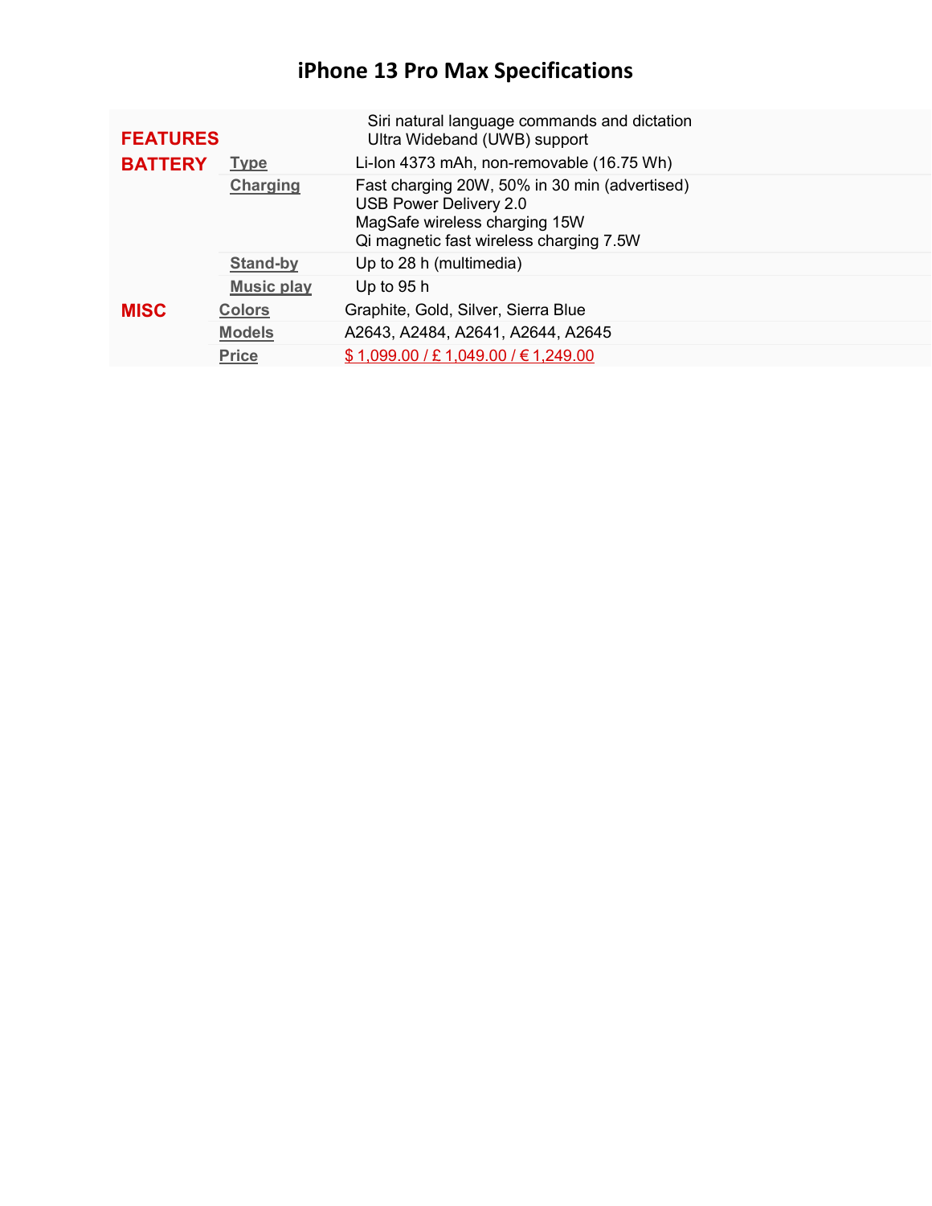# iPhone 13 Pro Max Specifications

| | | |
|---|---|---|
| **FEATURES** | | Siri natural language commands and dictation<br>Ultra Wideband (UWB) support |
| **BATTERY** | **Type** | Li-Ion 4373 mAh, non-removable (16.75 Wh) |
| | **Charging** | Fast charging 20W, 50% in 30 min (advertised)<br>USB Power Delivery 2.0<br>MagSafe wireless charging 15W<br>Qi magnetic fast wireless charging 7.5W |
| | **Stand-by** | Up to 28 h (multimedia) |
| | **Music play** | Up to 95 h |
| **MISC** | **Colors** | Graphite, Gold, Silver, Sierra Blue |
| | **Models** | A2643, A2484, A2641, A2644, A2645 |
| | **Price** | $ 1,099.00 / £ 1,049.00 / € 1,249.00 |